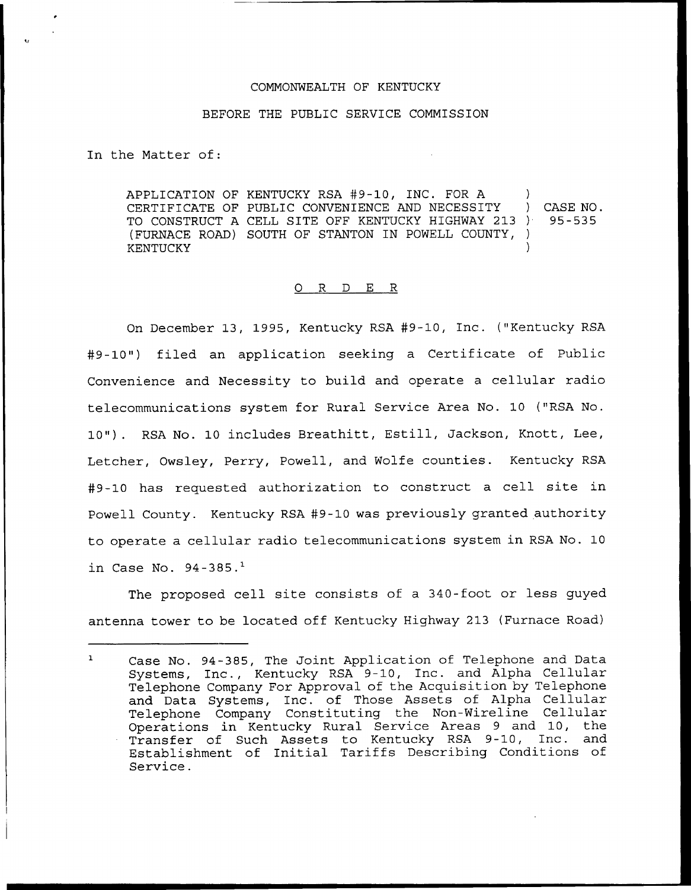COMMONWEALTH OF KENTUCKY

BEFORE THE PUBLIC SERVICE COMMISSION

In the Matter of:

APPLICATION OF KENTUCKY RSA #9-10, INC. FOR A CERTIFICATE OF PUBLIC CONVENIENCE AND NECESSITY TO CONSTRUCT A CELL SITE OFF KENTUCKY HIGHWAY 213 (FURNACE ROAD) SOUTH OF STANTON IN POWELL COUNTY, KENTUCKY ) CASE NO. 95-535

## O R D E R

On December 13, 1995, Kentucky RSA #9-10, Inc. ("Kentucky RSA #9-10") filed an application seeking a Certificate of Public Convenience and Necessity to build and operate a cellular radio telecommunications system for Rural Service Area No. 10 ("RSA No. 10"). RSA No. 10 includes Breathitt, Estill, Jackson, Knott, Lee, Letcher, Owsley, Perry, Powell, and Wolfe counties. Kentucky RSA #9-10 has requested authorization to construct a cell site in Powell County. Kentucky RSA #9-10 was previously granted authority to operate a cellular radio telecommunications system in RSA No. 10 in Case No. 94-385.[1]

The proposed cell site consists of a 340-foot or less guyed antenna tower to be located off Kentucky Highway 213 (Furnace Road)

[1] Case No. 94-385, The Joint Application of Telephone and Data Systems, Inc., Kentucky RSA 9-10, Inc. and Alpha Cellular Telephone Company For Approval of the Acquisition by Telephone and Data Systems, Inc. of Those Assets of Alpha Cellular Telephone Company Constituting the Non-Wireline Cellular Operations in Kentucky Rural Service Areas 9 and 10, the Transfer of Such Assets to Kentucky RSA 9-10, Inc. and Establishment of Initial Tariffs Describing Conditions of Service.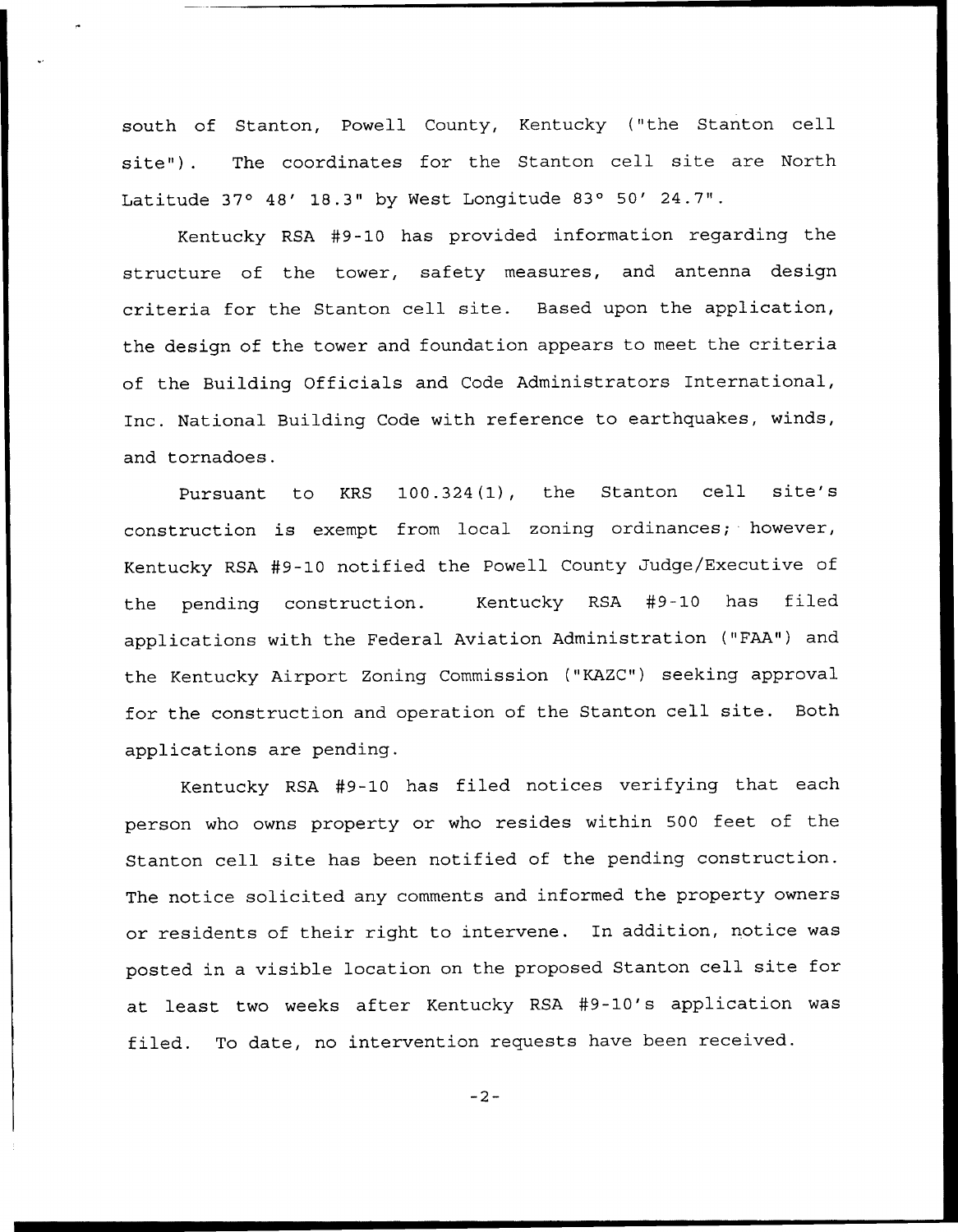south of Stanton, Powell County, Kentucky ("the Stanton cell site"). The coordinates for the Stanton cell site are North Latitude 37° 48' 18.3" by West Longitude 83° 50' 24.7".

Kentucky RSA #9-10 has provided information regarding the structure of the tower, safety measures, and antenna design criteria for the Stanton cell site. Based upon the application, the design of the tower and foundation appears to meet the criteria of the Building Officials and Code Administrators International, Inc. National Building Code with reference to earthquakes, winds, and tornadoes.

Pursuant to KRS 100.324(1), the Stanton cell site's construction is exempt from local zoning ordinances; however, Kentucky RSA #9-10 notified the Powell County Judge/Executive of the pending construction. Kentucky RSA #9-10 has filed applications with the Federal Aviation Administration ("FAA") and the Kentucky Airport Zoning Commission ("KAZC") seeking approval for the construction and operation of the Stanton cell site. Both applications are pending.

Kentucky RSA #9-10 has filed notices verifying that each person who owns property or who resides within 500 feet of the Stanton cell site has been notified of the pending construction. The notice solicited any comments and informed the property owners or residents of their right to intervene. In addition, notice was posted in a visible location on the proposed Stanton cell site for at least two weeks after Kentucky RSA #9-10's application was filed. To date, no intervention requests have been received.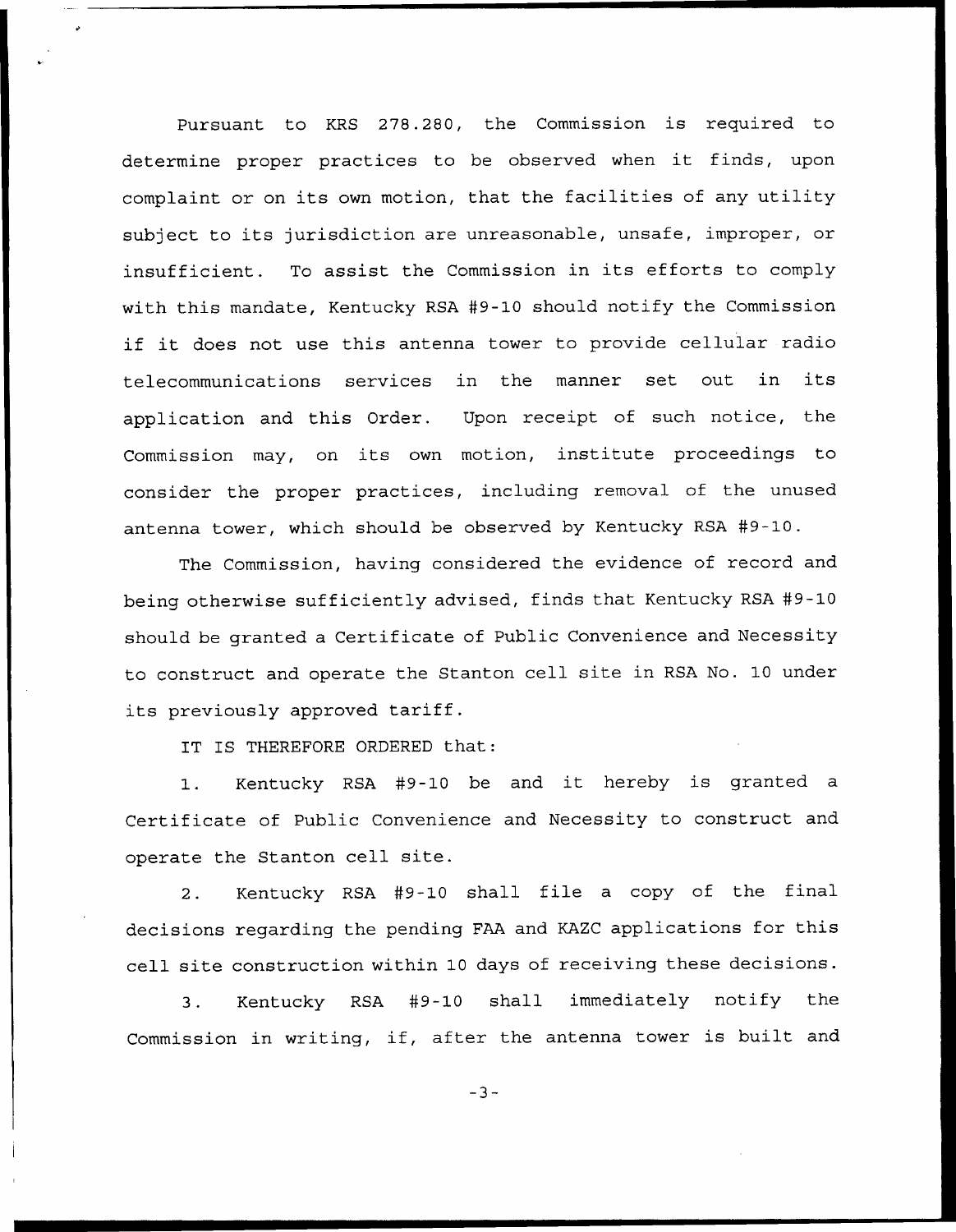Pursuant to KRS 278.280, the Commission is required to determine proper practices to be observed when it finds, upon complaint or on its own motion, that the facilities of any utility subject to its jurisdiction are unreasonable, unsafe, improper, or insufficient. To assist the Commission in its efforts to comply with this mandate, Kentucky RSA #9-10 should notify the Commission if it does not use this antenna tower to provide cellular radio telecommunications services in the manner set out in its application and this Order. Upon receipt of such notice, the Commission may, on its own motion, institute proceedings to consider the proper practices, including removal of the unused antenna tower, which should be observed by Kentucky RSA #9-10.

The Commission, having considered the evidence of record and being otherwise sufficiently advised, finds that Kentucky RSA #9-10 should be granted a Certificate of Public Convenience and Necessity to construct and operate the Stanton cell site in RSA No. 10 under its previously approved tariff.

IT IS THEREFORE ORDERED that:

1. Kentucky RSA #9-10 be and it hereby is granted a Certificate of Public Convenience and Necessity to construct and operate the Stanton cell site.

2. Kentucky RSA #9-10 shall file a copy of the final decisions regarding the pending FAA and KAZC applications for this cell site construction within 10 days of receiving these decisions.

3. Kentucky RSA #9-10 shall immediately notify the Commission in writing, if, after the antenna tower is built and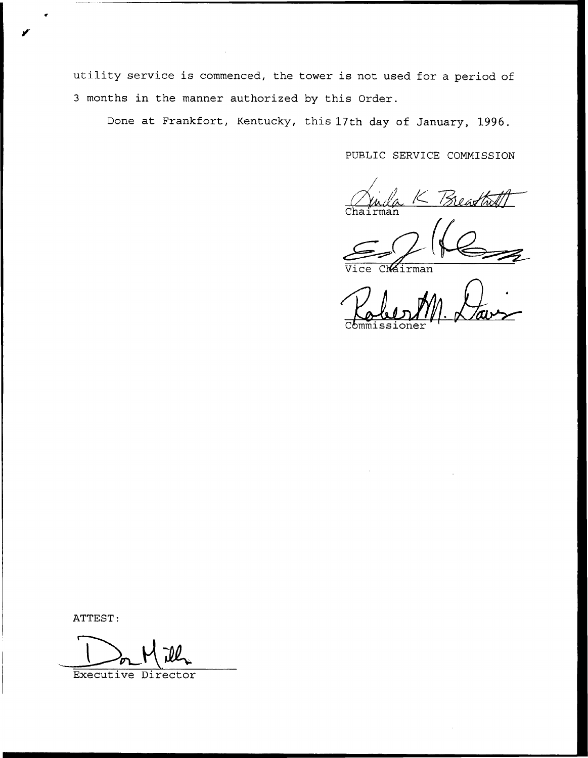utility service is commenced, the tower is not used for a period of 3 months in the manner authorized by this Order.

Done at Frankfort, Kentucky, this 17th day of January, 1996.

PUBLIC SERVICE COMMISSION

Chairman

Vice Chairman

Commissioner

ATTEST:

Executive Director